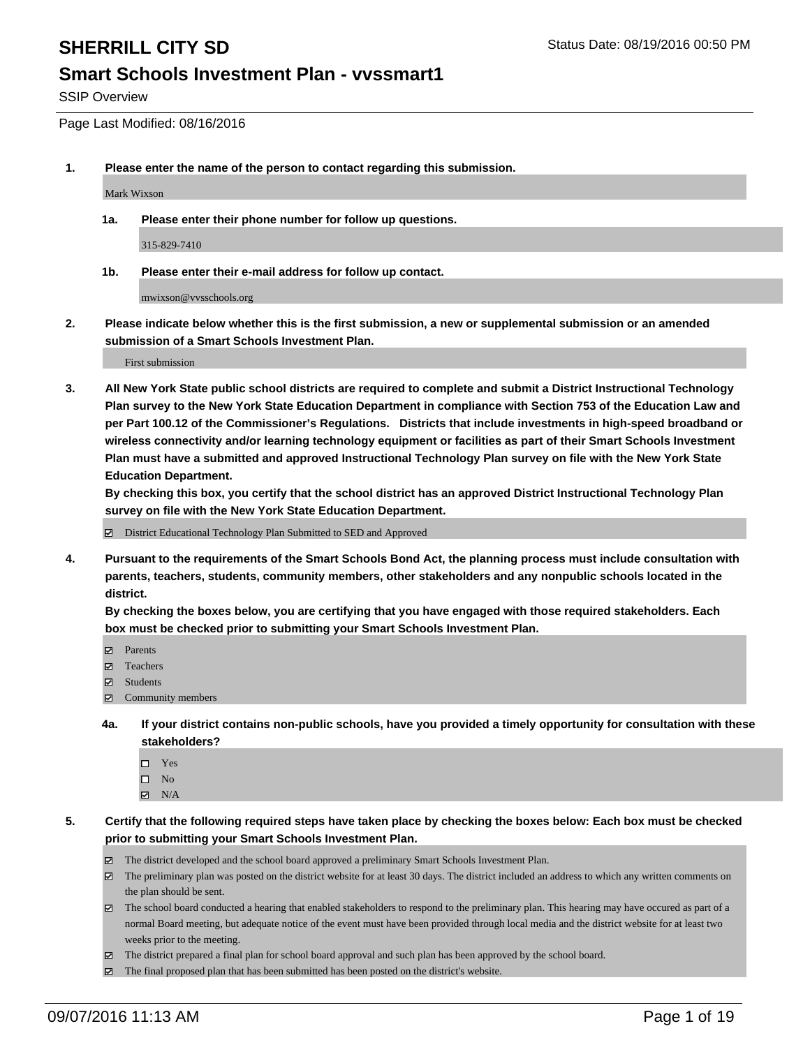# SHERRILL CITY SD

Status Date: 08/19/2016 00:50 PM

## Smart Schools Investment Plan - vvssmart1

SSIP Overview

Page Last Modified: 08/16/2016

**1. Please enter the name of the person to contact regarding this submission.**

Mark Wixson

**1a. Please enter their phone number for follow up questions.**

315-829-7410

**1b. Please enter their e-mail address for follow up contact.**

mwixson@vvsschools.org

**2. Please indicate below whether this is the first submission, a new or supplemental submission or an amended submission of a Smart Schools Investment Plan.**

First submission

**3. All New York State public school districts are required to complete and submit a District Instructional Technology Plan survey to the New York State Education Department in compliance with Section 753 of the Education Law and per Part 100.12 of the Commissioner's Regulations. Districts that include investments in high-speed broadband or wireless connectivity and/or learning technology equipment or facilities as part of their Smart Schools Investment Plan must have a submitted and approved Instructional Technology Plan survey on file with the New York State Education Department.**
**By checking this box, you certify that the school district has an approved District Instructional Technology Plan survey on file with the New York State Education Department.**

- [x] District Educational Technology Plan Submitted to SED and Approved

**4. Pursuant to the requirements of the Smart Schools Bond Act, the planning process must include consultation with parents, teachers, students, community members, other stakeholders and any nonpublic schools located in the district.**
**By checking the boxes below, you are certifying that you have engaged with those required stakeholders. Each box must be checked prior to submitting your Smart Schools Investment Plan.**

- [x] Parents
- [x] Teachers
- [x] Students
- [x] Community members

**4a. If your district contains non-public schools, have you provided a timely opportunity for consultation with these stakeholders?**

- [ ] Yes
- [ ] No
- [x] N/A

**5. Certify that the following required steps have taken place by checking the boxes below: Each box must be checked prior to submitting your Smart Schools Investment Plan.**

- [x] The district developed and the school board approved a preliminary Smart Schools Investment Plan.
- [x] The preliminary plan was posted on the district website for at least 30 days. The district included an address to which any written comments on the plan should be sent.
- [x] The school board conducted a hearing that enabled stakeholders to respond to the preliminary plan. This hearing may have occured as part of a normal Board meeting, but adequate notice of the event must have been provided through local media and the district website for at least two weeks prior to the meeting.
- [x] The district prepared a final plan for school board approval and such plan has been approved by the school board.
- [x] The final proposed plan that has been submitted has been posted on the district's website.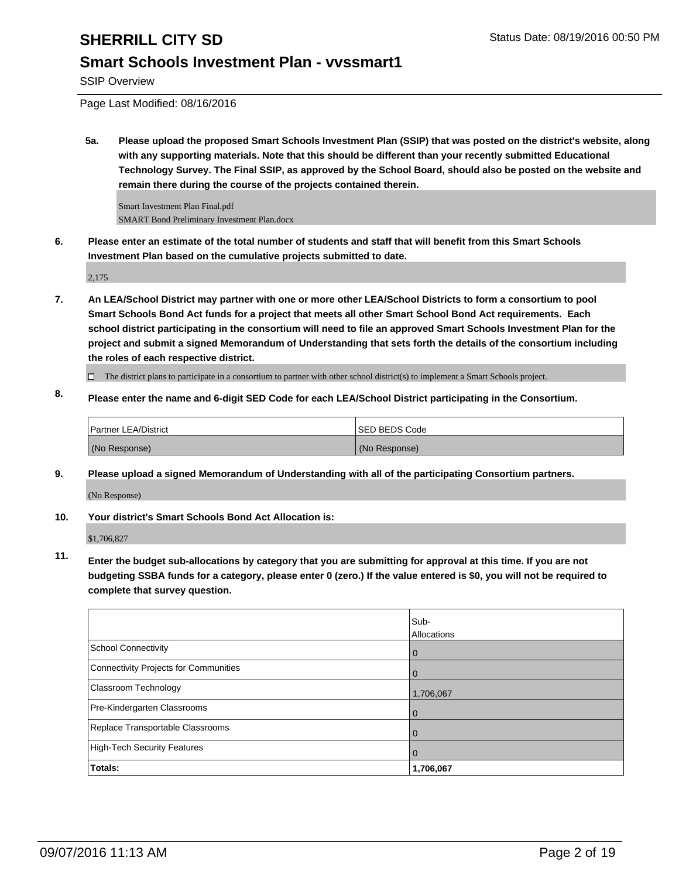# SHERRILL CITY SD

## Smart Schools Investment Plan - vvssmart1

SSIP Overview

Page Last Modified: 08/16/2016

**5a. Please upload the proposed Smart Schools Investment Plan (SSIP) that was posted on the district's website, along with any supporting materials. Note that this should be different than your recently submitted Educational Technology Survey. The Final SSIP, as approved by the School Board, should also be posted on the website and remain there during the course of the projects contained therein.**

Smart Investment Plan Final.pdf
SMART Bond Preliminary Investment Plan.docx

**6. Please enter an estimate of the total number of students and staff that will benefit from this Smart Schools Investment Plan based on the cumulative projects submitted to date.**

2,175

**7. An LEA/School District may partner with one or more other LEA/School Districts to form a consortium to pool Smart Schools Bond Act funds for a project that meets all other Smart School Bond Act requirements. Each school district participating in the consortium will need to file an approved Smart Schools Investment Plan for the project and submit a signed Memorandum of Understanding that sets forth the details of the consortium including the roles of each respective district.**

☐ The district plans to participate in a consortium to partner with other school district(s) to implement a Smart Schools project.

**8. Please enter the name and 6-digit SED Code for each LEA/School District participating in the Consortium.**

| Partner LEA/District | SED BEDS Code |
|---|---|
| (No Response) | (No Response) |

**9. Please upload a signed Memorandum of Understanding with all of the participating Consortium partners.**

(No Response)

**10. Your district's Smart Schools Bond Act Allocation is:**

$1,706,827

**11. Enter the budget sub-allocations by category that you are submitting for approval at this time. If you are not budgeting SSBA funds for a category, please enter 0 (zero.) If the value entered is $0, you will not be required to complete that survey question.**

| | Sub-Allocations |
|---|---|
| School Connectivity | 0 |
| Connectivity Projects for Communities | 0 |
| Classroom Technology | 1,706,067 |
| Pre-Kindergarten Classrooms | 0 |
| Replace Transportable Classrooms | 0 |
| High-Tech Security Features | 0 |
| **Totals:** | **1,706,067** |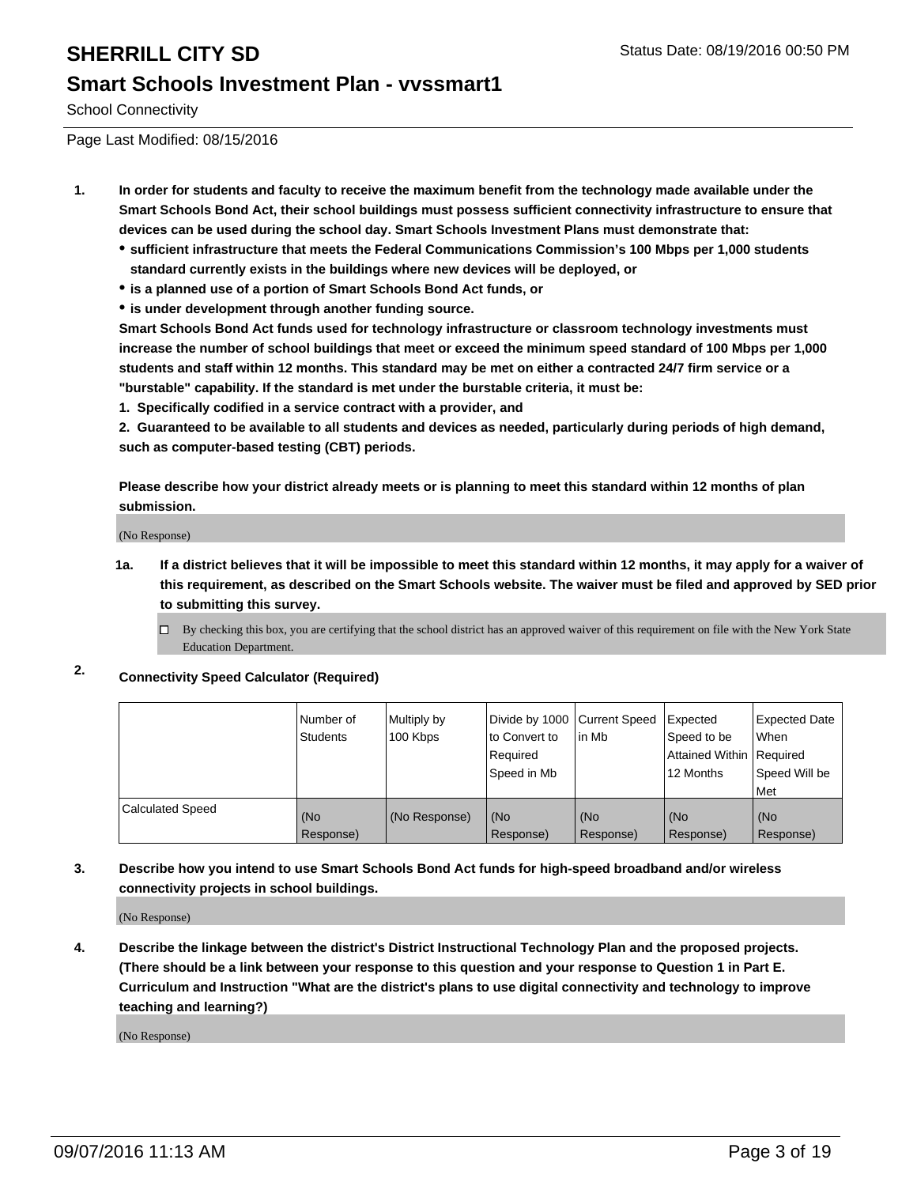# SHERRILL CITY SD

Status Date: 08/19/2016 00:50 PM

## Smart Schools Investment Plan - vvssmart1

School Connectivity

Page Last Modified: 08/15/2016

1. **In order for students and faculty to receive the maximum benefit from the technology made available under the Smart Schools Bond Act, their school buildings must possess sufficient connectivity infrastructure to ensure that devices can be used during the school day. Smart Schools Investment Plans must demonstrate that:**
   - **sufficient infrastructure that meets the Federal Communications Commission's 100 Mbps per 1,000 students standard currently exists in the buildings where new devices will be deployed, or**
   - **is a planned use of a portion of Smart Schools Bond Act funds, or**
   - **is under development through another funding source.**

   **Smart Schools Bond Act funds used for technology infrastructure or classroom technology investments must increase the number of school buildings that meet or exceed the minimum speed standard of 100 Mbps per 1,000 students and staff within 12 months. This standard may be met on either a contracted 24/7 firm service or a "burstable" capability. If the standard is met under the burstable criteria, it must be:**

   **1. Specifically codified in a service contract with a provider, and**

   **2. Guaranteed to be available to all students and devices as needed, particularly during periods of high demand, such as computer-based testing (CBT) periods.**

   **Please describe how your district already meets or is planning to meet this standard within 12 months of plan submission.**

   (No Response)

   **1a. If a district believes that it will be impossible to meet this standard within 12 months, it may apply for a waiver of this requirement, as described on the Smart Schools website. The waiver must be filed and approved by SED prior to submitting this survey.**

   ☐ By checking this box, you are certifying that the school district has an approved waiver of this requirement on file with the New York State Education Department.

2. **Connectivity Speed Calculator (Required)**

| | Number of Students | Multiply by 100 Kbps | Divide by 1000 to Convert to Required Speed in Mb | Current Speed in Mb | Expected Speed to be Attained Within 12 Months | Expected Date When Required Speed Will be Met |
|---|---|---|---|---|---|---|
| Calculated Speed | (No Response) | (No Response) | (No Response) | (No Response) | (No Response) | (No Response) |

3. **Describe how you intend to use Smart Schools Bond Act funds for high-speed broadband and/or wireless connectivity projects in school buildings.**

   (No Response)

4. **Describe the linkage between the district's District Instructional Technology Plan and the proposed projects. (There should be a link between your response to this question and your response to Question 1 in Part E. Curriculum and Instruction "What are the district's plans to use digital connectivity and technology to improve teaching and learning?)**

   (No Response)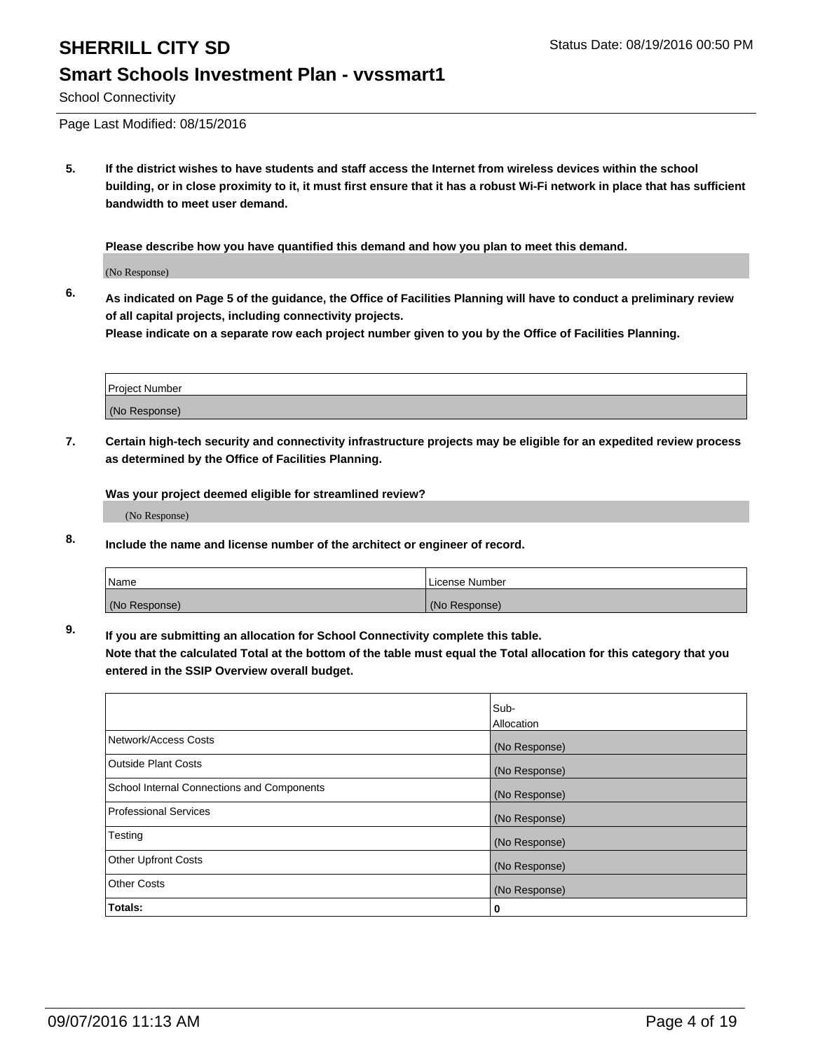# SHERRILL CITY SD

## Smart Schools Investment Plan - vvssmart1

School Connectivity

Page Last Modified: 08/15/2016

**5. If the district wishes to have students and staff access the Internet from wireless devices within the school building, or in close proximity to it, it must first ensure that it has a robust Wi-Fi network in place that has sufficient bandwidth to meet user demand.**

**Please describe how you have quantified this demand and how you plan to meet this demand.**

(No Response)

**6. As indicated on Page 5 of the guidance, the Office of Facilities Planning will have to conduct a preliminary review of all capital projects, including connectivity projects.**
**Please indicate on a separate row each project number given to you by the Office of Facilities Planning.**

| Project Number |
|---|
| (No Response) |

**7. Certain high-tech security and connectivity infrastructure projects may be eligible for an expedited review process as determined by the Office of Facilities Planning.**

**Was your project deemed eligible for streamlined review?**

(No Response)

**8. Include the name and license number of the architect or engineer of record.**

| Name | License Number |
|---|---|
| (No Response) | (No Response) |

**9. If you are submitting an allocation for School Connectivity complete this table.**
**Note that the calculated Total at the bottom of the table must equal the Total allocation for this category that you entered in the SSIP Overview overall budget.**

| | Sub-Allocation |
|---|---|
| Network/Access Costs | (No Response) |
| Outside Plant Costs | (No Response) |
| School Internal Connections and Components | (No Response) |
| Professional Services | (No Response) |
| Testing | (No Response) |
| Other Upfront Costs | (No Response) |
| Other Costs | (No Response) |
| **Totals:** | **0** |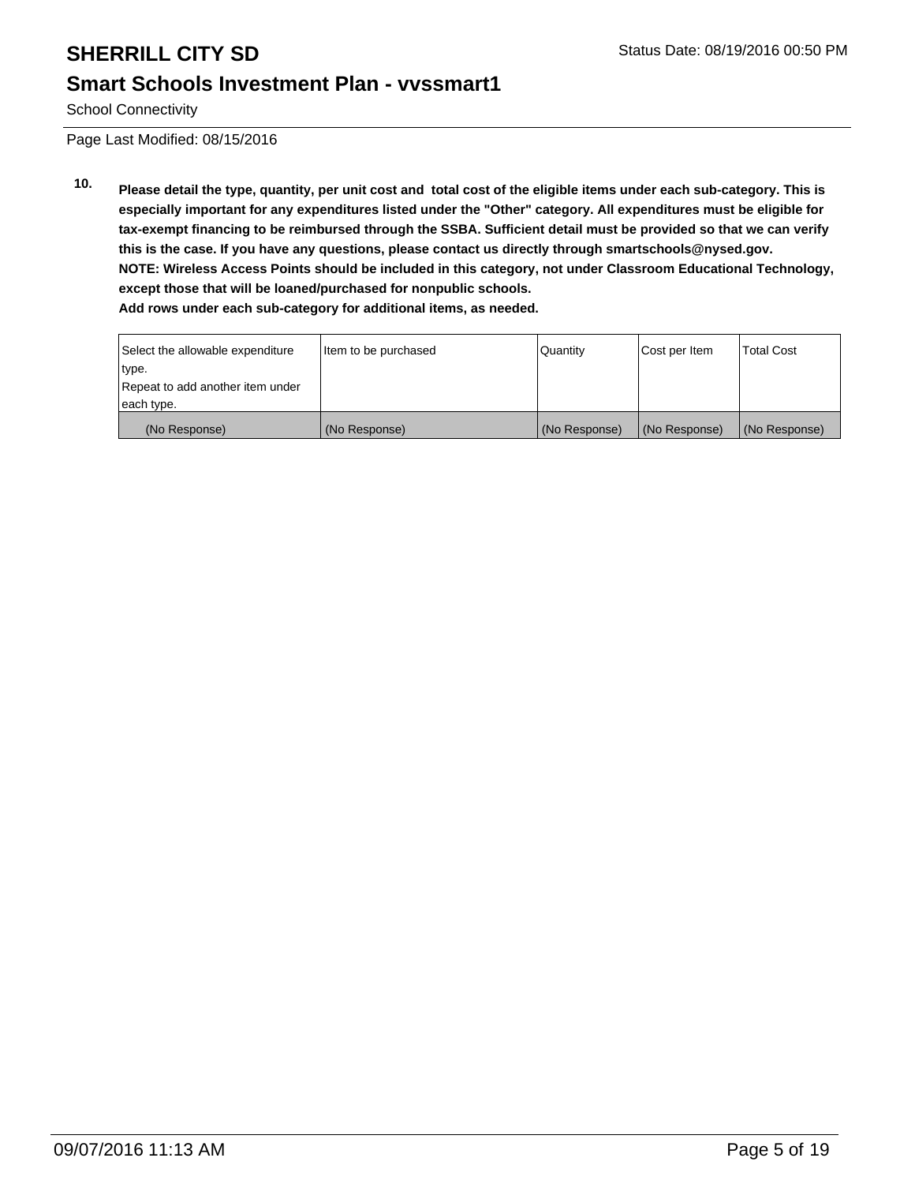School Connectivity

Page Last Modified: 08/15/2016

**10. Please detail the type, quantity, per unit cost and total cost of the eligible items under each sub-category. This is especially important for any expenditures listed under the "Other" category. All expenditures must be eligible for tax-exempt financing to be reimbursed through the SSBA. Sufficient detail must be provided so that we can verify this is the case. If you have any questions, please contact us directly through smartschools@nysed.gov.**
**NOTE: Wireless Access Points should be included in this category, not under Classroom Educational Technology, except those that will be loaned/purchased for nonpublic schools.**
**Add rows under each sub-category for additional items, as needed.**

| Select the allowable expenditure type. Repeat to add another item under each type. | Item to be purchased | Quantity | Cost per Item | Total Cost |
|---|---|---|---|---|
| (No Response) | (No Response) | (No Response) | (No Response) | (No Response) |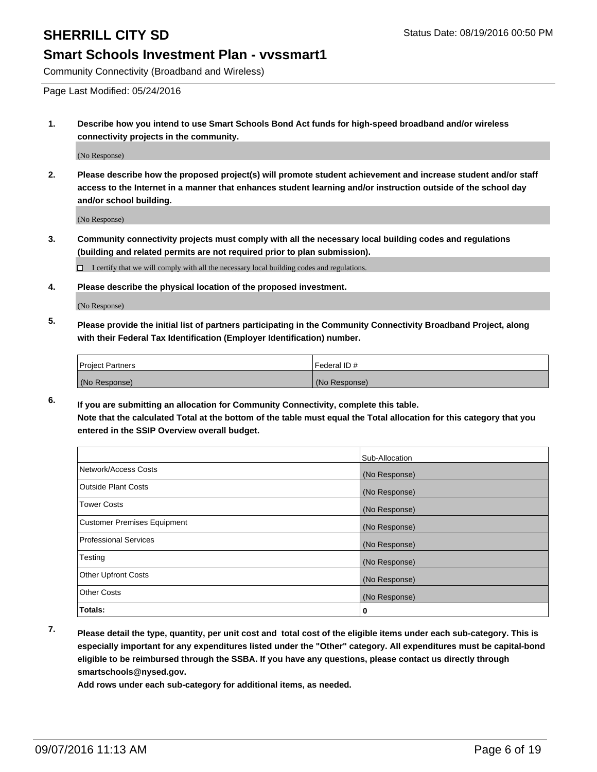Community Connectivity (Broadband and Wireless)

Page Last Modified: 05/24/2016

**1. Describe how you intend to use Smart Schools Bond Act funds for high-speed broadband and/or wireless connectivity projects in the community.**

(No Response)

**2. Please describe how the proposed project(s) will promote student achievement and increase student and/or staff access to the Internet in a manner that enhances student learning and/or instruction outside of the school day and/or school building.**

(No Response)

**3. Community connectivity projects must comply with all the necessary local building codes and regulations (building and related permits are not required prior to plan submission).**

☐ I certify that we will comply with all the necessary local building codes and regulations.

**4. Please describe the physical location of the proposed investment.**

(No Response)

**5. Please provide the initial list of partners participating in the Community Connectivity Broadband Project, along with their Federal Tax Identification (Employer Identification) number.**

| Project Partners | Federal ID # |
|---|---|
| (No Response) | (No Response) |

**6. If you are submitting an allocation for Community Connectivity, complete this table.**
**Note that the calculated Total at the bottom of the table must equal the Total allocation for this category that you entered in the SSIP Overview overall budget.**

| | Sub-Allocation |
|---|---|
| Network/Access Costs | (No Response) |
| Outside Plant Costs | (No Response) |
| Tower Costs | (No Response) |
| Customer Premises Equipment | (No Response) |
| Professional Services | (No Response) |
| Testing | (No Response) |
| Other Upfront Costs | (No Response) |
| Other Costs | (No Response) |
| **Totals:** | **0** |

**7. Please detail the type, quantity, per unit cost and total cost of the eligible items under each sub-category. This is especially important for any expenditures listed under the "Other" category. All expenditures must be capital-bond eligible to be reimbursed through the SSBA. If you have any questions, please contact us directly through smartschools@nysed.gov.**
**Add rows under each sub-category for additional items, as needed.**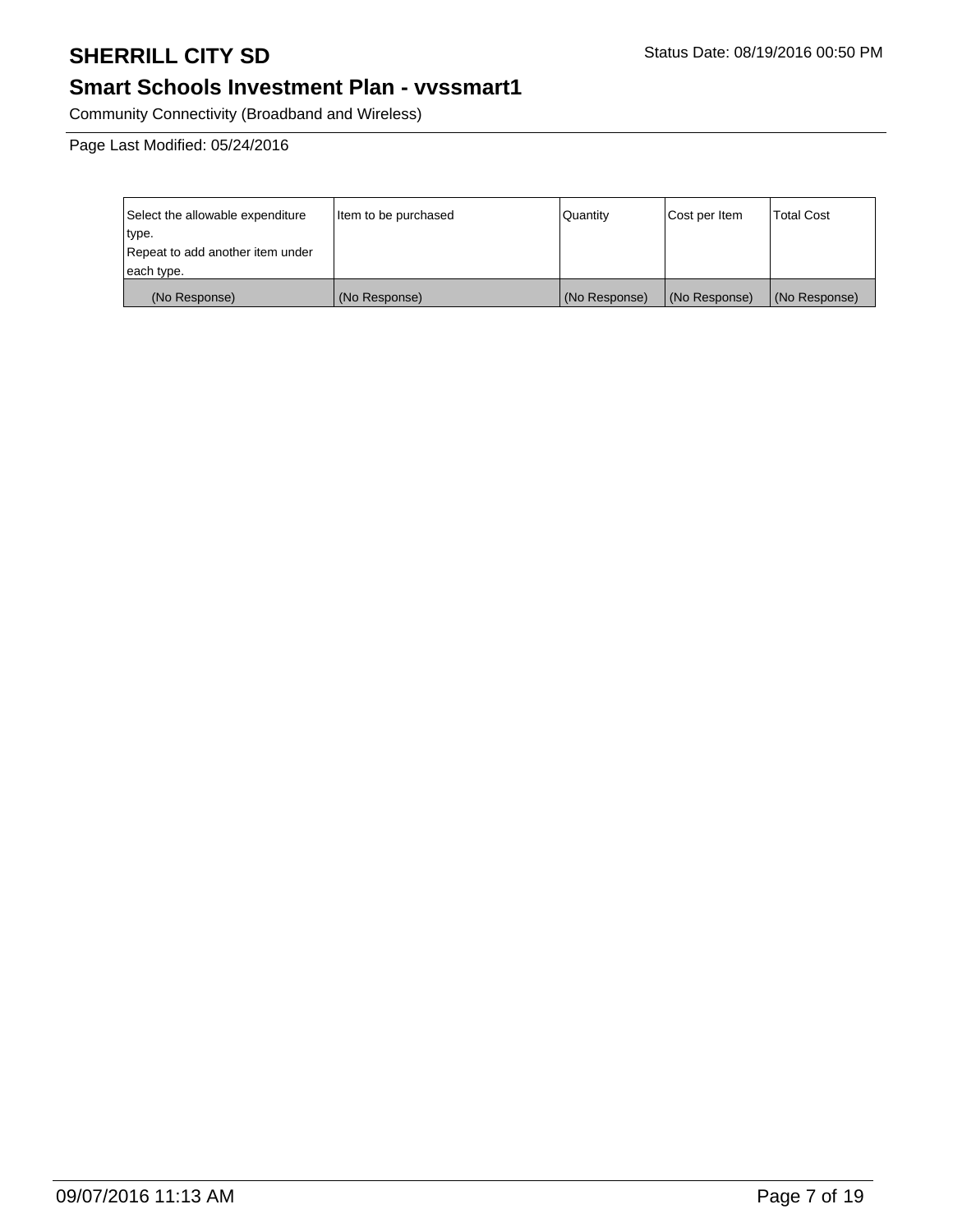# SHERRILL CITY SD

## Smart Schools Investment Plan - vvssmart1

Community Connectivity (Broadband and Wireless)

Page Last Modified: 05/24/2016

| Select the allowable expenditure type. Repeat to add another item under each type. | Item to be purchased | Quantity | Cost per Item | Total Cost |
| --- | --- | --- | --- | --- |
| (No Response) | (No Response) | (No Response) | (No Response) | (No Response) |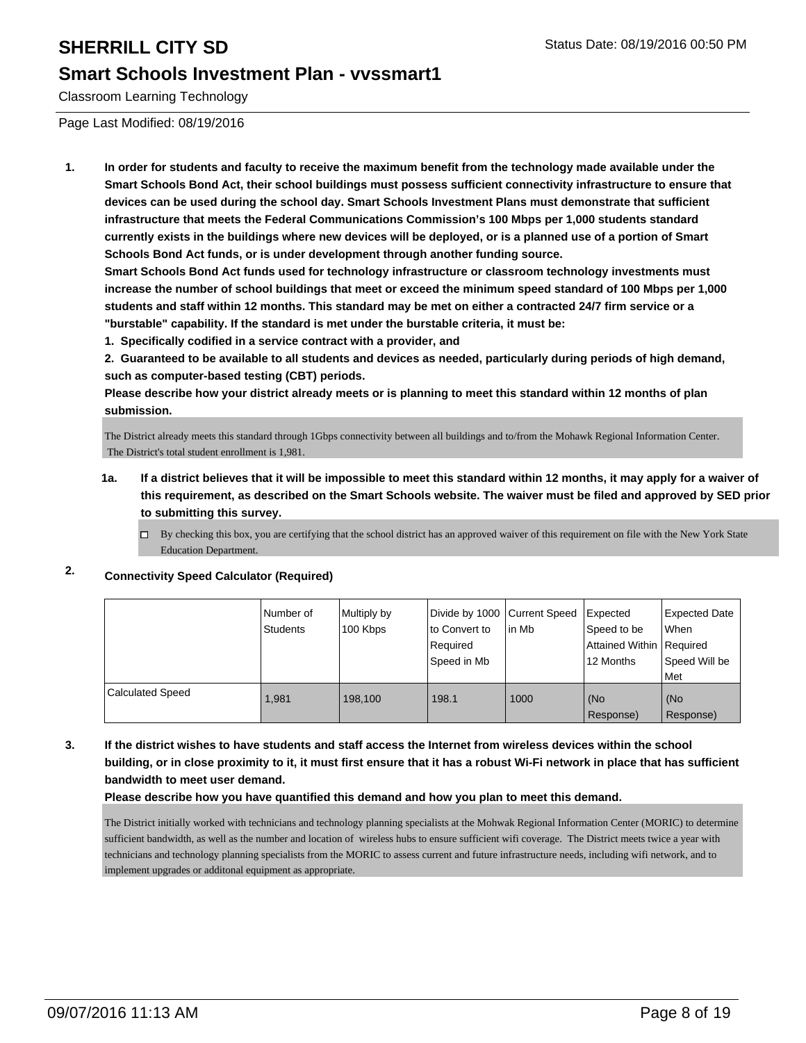# SHERRILL CITY SD

## Smart Schools Investment Plan - vvssmart1

Classroom Learning Technology

Page Last Modified: 08/19/2016

**1. In order for students and faculty to receive the maximum benefit from the technology made available under the Smart Schools Bond Act, their school buildings must possess sufficient connectivity infrastructure to ensure that devices can be used during the school day. Smart Schools Investment Plans must demonstrate that sufficient infrastructure that meets the Federal Communications Commission's 100 Mbps per 1,000 students standard currently exists in the buildings where new devices will be deployed, or is a planned use of a portion of Smart Schools Bond Act funds, or is under development through another funding source.**

**Smart Schools Bond Act funds used for technology infrastructure or classroom technology investments must increase the number of school buildings that meet or exceed the minimum speed standard of 100 Mbps per 1,000 students and staff within 12 months. This standard may be met on either a contracted 24/7 firm service or a "burstable" capability. If the standard is met under the burstable criteria, it must be:**

**1. Specifically codified in a service contract with a provider, and**

**2. Guaranteed to be available to all students and devices as needed, particularly during periods of high demand, such as computer-based testing (CBT) periods.**

**Please describe how your district already meets or is planning to meet this standard within 12 months of plan submission.**

The District already meets this standard through 1Gbps connectivity between all buildings and to/from the Mohawk Regional Information Center. The District's total student enrollment is 1,981.

**1a. If a district believes that it will be impossible to meet this standard within 12 months, it may apply for a waiver of this requirement, as described on the Smart Schools website. The waiver must be filed and approved by SED prior to submitting this survey.**

- ☐ By checking this box, you are certifying that the school district has an approved waiver of this requirement on file with the New York State Education Department.

**2. Connectivity Speed Calculator (Required)**

| | Number of Students | Multiply by 100 Kbps | Divide by 1000 to Convert to Required Speed in Mb | Current Speed in Mb | Expected Speed to be Attained Within 12 Months | Expected Date When Required Speed Will be Met |
|---|---|---|---|---|---|---|
| Calculated Speed | 1,981 | 198,100 | 198.1 | 1000 | (No Response) | (No Response) |

**3. If the district wishes to have students and staff access the Internet from wireless devices within the school building, or in close proximity to it, it must first ensure that it has a robust Wi-Fi network in place that has sufficient bandwidth to meet user demand.**

**Please describe how you have quantified this demand and how you plan to meet this demand.**

The District initially worked with technicians and technology planning specialists at the Mohwak Regional Information Center (MORIC) to determine sufficient bandwidth, as well as the number and location of wireless hubs to ensure sufficient wifi coverage. The District meets twice a year with technicians and technology planning specialists from the MORIC to assess current and future infrastructure needs, including wifi network, and to implement upgrades or additonal equipment as appropriate.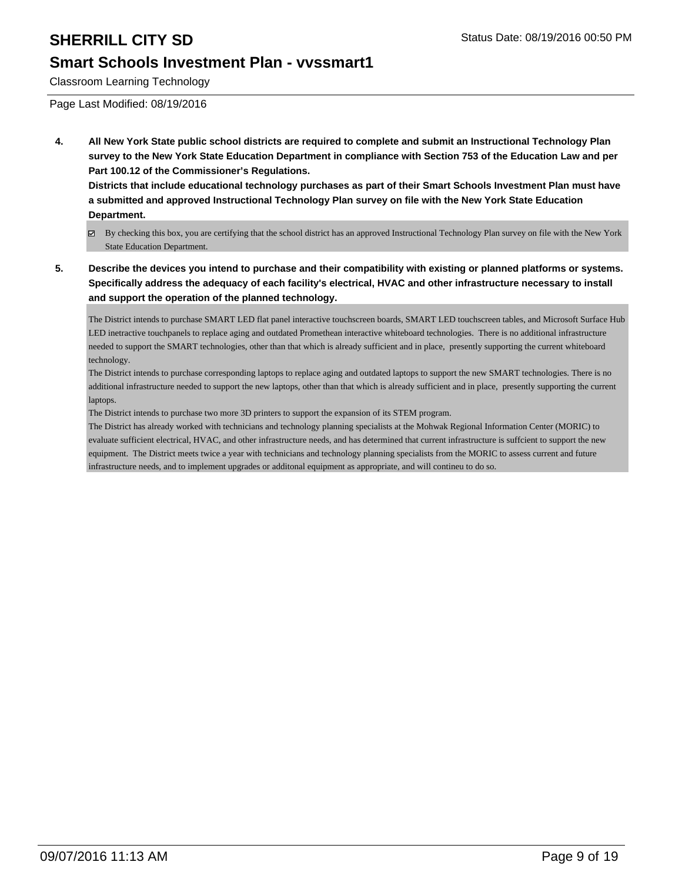Classroom Learning Technology

Page Last Modified: 08/19/2016

**4. All New York State public school districts are required to complete and submit an Instructional Technology Plan survey to the New York State Education Department in compliance with Section 753 of the Education Law and per Part 100.12 of the Commissioner's Regulations.**

**Districts that include educational technology purchases as part of their Smart Schools Investment Plan must have a submitted and approved Instructional Technology Plan survey on file with the New York State Education Department.**

☑ By checking this box, you are certifying that the school district has an approved Instructional Technology Plan survey on file with the New York State Education Department.

**5. Describe the devices you intend to purchase and their compatibility with existing or planned platforms or systems. Specifically address the adequacy of each facility's electrical, HVAC and other infrastructure necessary to install and support the operation of the planned technology.**

The District intends to purchase SMART LED flat panel interactive touchscreen boards, SMART LED touchscreen tables, and Microsoft Surface Hub LED inetractive touchpanels to replace aging and outdated Promethean interactive whiteboard technologies. There is no additional infrastructure needed to support the SMART technologies, other than that which is already sufficient and in place, presently supporting the current whiteboard technology.

The District intends to purchase corresponding laptops to replace aging and outdated laptops to support the new SMART technologies. There is no additional infrastructure needed to support the new laptops, other than that which is already sufficient and in place, presently supporting the current laptops.

The District intends to purchase two more 3D printers to support the expansion of its STEM program.

The District has already worked with technicians and technology planning specialists at the Mohwak Regional Information Center (MORIC) to evaluate sufficient electrical, HVAC, and other infrastructure needs, and has determined that current infrastructure is suffcient to support the new equipment. The District meets twice a year with technicians and technology planning specialists from the MORIC to assess current and future infrastructure needs, and to implement upgrades or additonal equipment as appropriate, and will contineu to do so.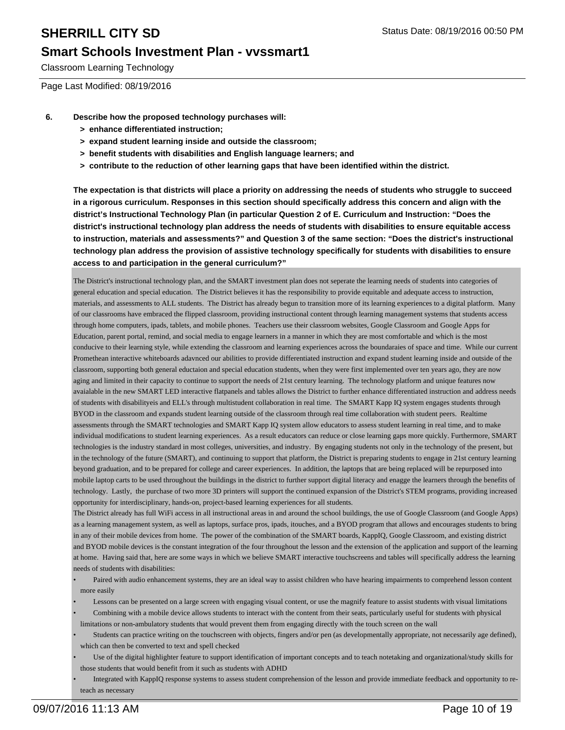**6. Describe how the proposed technology purchases will:**

- **> enhance differentiated instruction;**
- **> expand student learning inside and outside the classroom;**
- **> benefit students with disabilities and English language learners; and**
- **> contribute to the reduction of other learning gaps that have been identified within the district.**

**The expectation is that districts will place a priority on addressing the needs of students who struggle to succeed in a rigorous curriculum. Responses in this section should specifically address this concern and align with the district's Instructional Technology Plan (in particular Question 2 of E. Curriculum and Instruction: "Does the district's instructional technology plan address the needs of students with disabilities to ensure equitable access to instruction, materials and assessments?" and Question 3 of the same section: "Does the district's instructional technology plan address the provision of assistive technology specifically for students with disabilities to ensure access to and participation in the general curriculum?"**

The District's instructional technology plan, and the SMART investment plan does not seperate the learning needs of students into categories of general education and special education. The District believes it has the responsibility to provide equitable and adequate access to instruction, materials, and assessments to ALL students. The District has already begun to transition more of its learning experiences to a digital platform. Many of our classrooms have embraced the flipped classroom, providing instructional content through learning management systems that students access through home computers, ipads, tablets, and mobile phones. Teachers use their classroom websites, Google Classroom and Google Apps for Education, parent portal, remind, and social media to engage learners in a manner in which they are most comfortable and which is the most conducive to their learning style, while extending the classroom and learning experiences across the boundaraies of space and time. While our current Promethean interactive whiteboards adavnced our abilities to provide differentiated instruction and expand student learning inside and outside of the classroom, supporting both general eductaion and special education students, when they were first implemented over ten years ago, they are now aging and limited in their capacity to continue to support the needs of 21st century learning. The technology platform and unique features now avaialable in the new SMART LED interactive flatpanels and tables allows the District to further enhance differentiated instruction and address needs of students with disabilityeis and ELL's through multistudent collaboration in real time. The SMART Kapp IQ system engages students through BYOD in the classroom and expands student learning outside of the classroom through real time collaboration with student peers. Realtime assessments through the SMART technologies and SMART Kapp IQ system allow educators to assess student learning in real time, and to make individual modifications to student learning experiences. As a result educators can reduce or close learning gaps more quickly. Furthermore, SMART technologies is the industry standard in most colleges, universities, and industry. By engaging students not only in the technology of the present, but in the technology of the future (SMART), and continuing to support that platform, the District is preparing students to engage in 21st century learning beyond graduation, and to be prepared for college and career experiences. In addition, the laptops that are being replaced will be repurposed into mobile laptop carts to be used throughout the buildings in the district to further support digital literacy and enagge the learners through the benefits of technology. Lastly, the purchase of two more 3D printers will support the continued expansion of the District's STEM programs, providing increased opportunity for interdisciplinary, hands-on, project-based learning experiences for all students.

The District already has full WiFi access in all instructional areas in and around the school buildings, the use of Google Classroom (and Google Apps) as a learning management system, as well as laptops, surface pros, ipads, itouches, and a BYOD program that allows and encourages students to bring in any of their mobile devices from home. The power of the combination of the SMART boards, KappIQ, Google Classroom, and existing district and BYOD mobile devices is the constant integration of the four throughout the lesson and the extension of the application and support of the learning at home. Having said that, here are some ways in which we believe SMART interactive touchscreens and tables will specifically address the learning needs of students with disabilities:

- Paired with audio enhancement systems, they are an ideal way to assist children who have hearing impairments to comprehend lesson content more easily
- Lessons can be presented on a large screen with engaging visual content, or use the magnify feature to assist students with visual limitations
- Combining with a mobile device allows students to interact with the content from their seats, particularly useful for students with physical limitations or non-ambulatory students that would prevent them from engaging directly with the touch screen on the wall
- Students can practice writing on the touchscreen with objects, fingers and/or pen (as developmentally appropriate, not necessarily age defined), which can then be converted to text and spell checked
- Use of the digital highlighter feature to support identification of important concepts and to teach notetaking and organizational/study skills for those students that would benefit from it such as students with ADHD
- Integrated with KappIQ response systems to assess student comprehension of the lesson and provide immediate feedback and opportunity to re-teach as necessary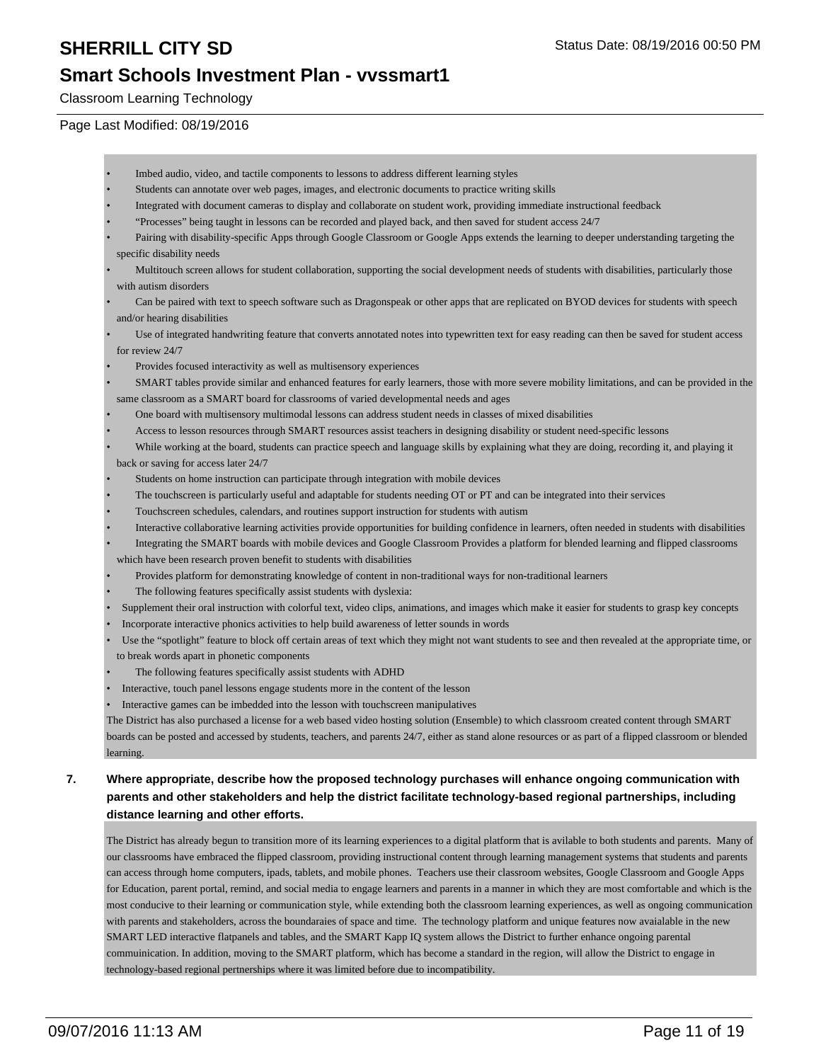- Imbed audio, video, and tactile components to lessons to address different learning styles
- Students can annotate over web pages, images, and electronic documents to practice writing skills
- Integrated with document cameras to display and collaborate on student work, providing immediate instructional feedback
- “Processes” being taught in lessons can be recorded and played back, and then saved for student access 24/7
- Pairing with disability-specific Apps through Google Classroom or Google Apps extends the learning to deeper understanding targeting the specific disability needs
- Multitouch screen allows for student collaboration, supporting the social development needs of students with disabilities, particularly those with autism disorders
- Can be paired with text to speech software such as Dragonspeak or other apps that are replicated on BYOD devices for students with speech and/or hearing disabilities
- Use of integrated handwriting feature that converts annotated notes into typewritten text for easy reading can then be saved for student access for review 24/7
- Provides focused interactivity as well as multisensory experiences
- SMART tables provide similar and enhanced features for early learners, those with more severe mobility limitations, and can be provided in the same classroom as a SMART board for classrooms of varied developmental needs and ages
- One board with multisensory multimodal lessons can address student needs in classes of mixed disabilities
- Access to lesson resources through SMART resources assist teachers in designing disability or student need-specific lessons
- While working at the board, students can practice speech and language skills by explaining what they are doing, recording it, and playing it back or saving for access later 24/7
- Students on home instruction can participate through integration with mobile devices
- The touchscreen is particularly useful and adaptable for students needing OT or PT and can be integrated into their services
- Touchscreen schedules, calendars, and routines support instruction for students with autism
- Interactive collaborative learning activities provide opportunities for building confidence in learners, often needed in students with disabilities
- Integrating the SMART boards with mobile devices and Google Classroom Provides a platform for blended learning and flipped classrooms which have been research proven benefit to students with disabilities
- Provides platform for demonstrating knowledge of content in non-traditional ways for non-traditional learners
- The following features specifically assist students with dyslexia:
- Supplement their oral instruction with colorful text, video clips, animations, and images which make it easier for students to grasp key concepts
- Incorporate interactive phonics activities to help build awareness of letter sounds in words
- Use the “spotlight” feature to block off certain areas of text which they might not want students to see and then revealed at the appropriate time, or to break words apart in phonetic components
- The following features specifically assist students with ADHD
- Interactive, touch panel lessons engage students more in the content of the lesson
- Interactive games can be imbedded into the lesson with touchscreen manipulatives

The District has also purchased a license for a web based video hosting solution (Ensemble) to which classroom created content through SMART boards can be posted and accessed by students, teachers, and parents 24/7, either as stand alone resources or as part of a flipped classroom or blended learning.

**7. Where appropriate, describe how the proposed technology purchases will enhance ongoing communication with parents and other stakeholders and help the district facilitate technology-based regional partnerships, including distance learning and other efforts.**

The District has already begun to transition more of its learning experiences to a digital platform that is avilable to both students and parents. Many of our classrooms have embraced the flipped classroom, providing instructional content through learning management systems that students and parents can access through home computers, ipads, tablets, and mobile phones. Teachers use their classroom websites, Google Classroom and Google Apps for Education, parent portal, remind, and social media to engage learners and parents in a manner in which they are most comfortable and which is the most conducive to their learning or communication style, while extending both the classroom learning experiences, as well as ongoing communication with parents and stakeholders, across the boundaraies of space and time. The technology platform and unique features now avaialable in the new SMART LED interactive flatpanels and tables, and the SMART Kapp IQ system allows the District to further enhance ongoing parental commuinication. In addition, moving to the SMART platform, which has become a standard in the region, will allow the District to engage in technology-based regional pertnerships where it was limited before due to incompatibility.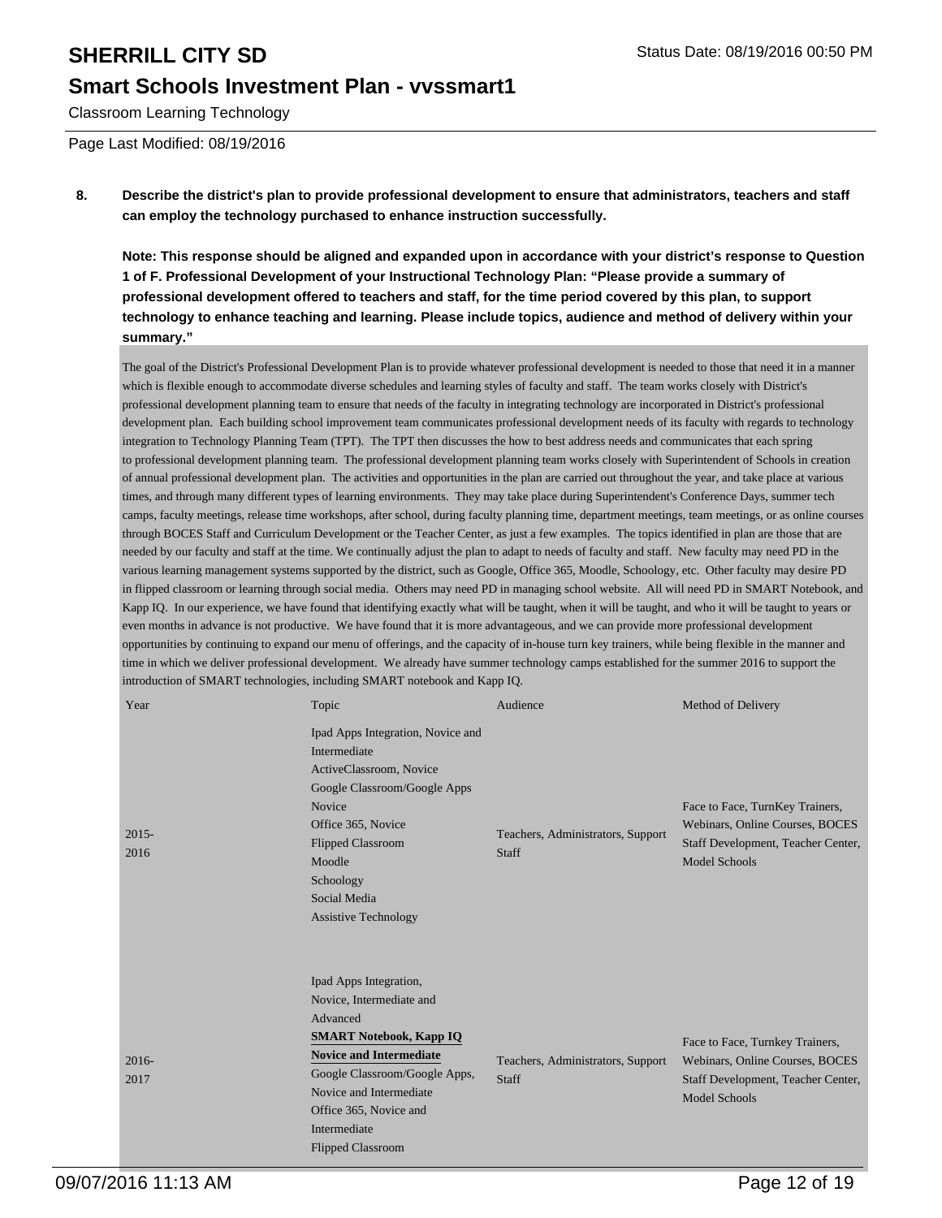# SHERRILL CITY SD

## Smart Schools Investment Plan - vvssmart1

Classroom Learning Technology

Page Last Modified: 08/19/2016

**8. Describe the district's plan to provide professional development to ensure that administrators, teachers and staff can employ the technology purchased to enhance instruction successfully.**

**Note: This response should be aligned and expanded upon in accordance with your district's response to Question 1 of F. Professional Development of your Instructional Technology Plan: "Please provide a summary of professional development offered to teachers and staff, for the time period covered by this plan, to support technology to enhance teaching and learning. Please include topics, audience and method of delivery within your summary."**

The goal of the District's Professional Development Plan is to provide whatever professional development is needed to those that need it in a manner which is flexible enough to accommodate diverse schedules and learning styles of faculty and staff. The team works closely with District's professional development planning team to ensure that needs of the faculty in integrating technology are incorporated in District's professional development plan. Each building school improvement team communicates professional development needs of its faculty with regards to technology integration to Technology Planning Team (TPT). The TPT then discusses the how to best address needs and communicates that each spring to professional development planning team. The professional development planning team works closely with Superintendent of Schools in creation of annual professional development plan. The activities and opportunities in the plan are carried out throughout the year, and take place at various times, and through many different types of learning environments. They may take place during Superintendent's Conference Days, summer tech camps, faculty meetings, release time workshops, after school, during faculty planning time, department meetings, team meetings, or as online courses through BOCES Staff and Curriculum Development or the Teacher Center, as just a few examples. The topics identified in plan are those that are needed by our faculty and staff at the time. We continually adjust the plan to adapt to needs of faculty and staff. New faculty may need PD in the various learning management systems supported by the district, such as Google, Office 365, Moodle, Schoology, etc. Other faculty may desire PD in flipped classroom or learning through social media. Others may need PD in managing school website. All will need PD in SMART Notebook, and Kapp IQ. In our experience, we have found that identifying exactly what will be taught, when it will be taught, and who it will be taught to years or even months in advance is not productive. We have found that it is more advantageous, and we can provide more professional development opportunities by continuing to expand our menu of offerings, and the capacity of in-house turn key trainers, while being flexible in the manner and time in which we deliver professional development. We already have summer technology camps established for the summer 2016 to support the introduction of SMART technologies, including SMART notebook and Kapp IQ.

| Year | Topic | Audience | Method of Delivery |
|---|---|---|---|
| 2015-2016 | Ipad Apps Integration, Novice and Intermediate<br>ActiveClassroom, Novice<br>Google Classroom/Google Apps Novice<br>Office 365, Novice<br>Flipped Classroom<br>Moodle<br>Schoology<br>Social Media<br>Assistive Technology | Teachers, Administrators, Support Staff | Face to Face, TurnKey Trainers, Webinars, Online Courses, BOCES Staff Development, Teacher Center, Model Schools |
| 2016-2017 | Ipad Apps Integration, Novice, Intermediate and Advanced<br>**SMART Notebook, Kapp IQ Novice and Intermediate**<br>Google Classroom/Google Apps, Novice and Intermediate<br>Office 365, Novice and Intermediate<br>Flipped Classroom | Teachers, Administrators, Support Staff | Face to Face, Turnkey Trainers, Webinars, Online Courses, BOCES Staff Development, Teacher Center, Model Schools |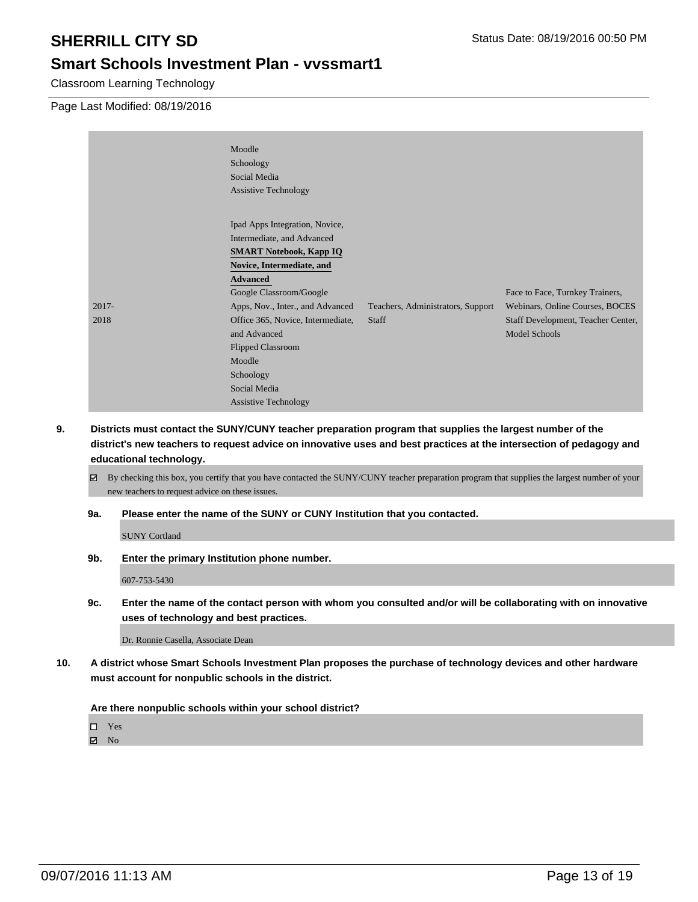| | | | |
|---|---|---|---|
| | Moodle<br>Schoology<br>Social Media<br>Assistive Technology | | |
| 2017-2018 | Ipad Apps Integration, Novice, Intermediate, and Advanced<br>**SMART Notebook, Kapp IQ Novice, Intermediate, and Advanced**<br>Google Classroom/Google Apps, Nov., Inter., and Advanced<br>Office 365, Novice, Intermediate, and Advanced<br>Flipped Classroom<br>Moodle<br>Schoology<br>Social Media<br>Assistive Technology | Teachers, Administrators, Support Staff | Face to Face, Turnkey Trainers, Webinars, Online Courses, BOCES Staff Development, Teacher Center, Model Schools |

**9. Districts must contact the SUNY/CUNY teacher preparation program that supplies the largest number of the district's new teachers to request advice on innovative uses and best practices at the intersection of pedagogy and educational technology.**

☑ By checking this box, you certify that you have contacted the SUNY/CUNY teacher preparation program that supplies the largest number of your new teachers to request advice on these issues.

**9a. Please enter the name of the SUNY or CUNY Institution that you contacted.**

SUNY Cortland

**9b. Enter the primary Institution phone number.**

607-753-5430

**9c. Enter the name of the contact person with whom you consulted and/or will be collaborating with on innovative uses of technology and best practices.**

Dr. Ronnie Casella, Associate Dean

**10. A district whose Smart Schools Investment Plan proposes the purchase of technology devices and other hardware must account for nonpublic schools in the district.**

**Are there nonpublic schools within your school district?**

☐ Yes
☑ No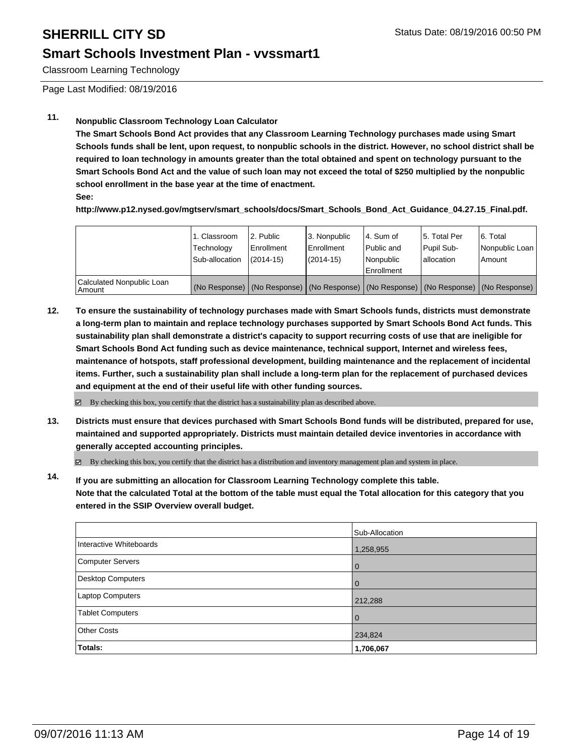# SHERRILL CITY SD

## Smart Schools Investment Plan - vvssmart1

Classroom Learning Technology

Page Last Modified: 08/19/2016

**11. Nonpublic Classroom Technology Loan Calculator**

**The Smart Schools Bond Act provides that any Classroom Learning Technology purchases made using Smart Schools funds shall be lent, upon request, to nonpublic schools in the district. However, no school district shall be required to loan technology in amounts greater than the total obtained and spent on technology pursuant to the Smart Schools Bond Act and the value of such loan may not exceed the total of $250 multiplied by the nonpublic school enrollment in the base year at the time of enactment.**

**See:**

**http://www.p12.nysed.gov/mgtserv/smart_schools/docs/Smart_Schools_Bond_Act_Guidance_04.27.15_Final.pdf.**

| | 1. Classroom Technology Sub-allocation | 2. Public Enrollment (2014-15) | 3. Nonpublic Enrollment (2014-15) | 4. Sum of Public and Nonpublic Enrollment | 5. Total Per Pupil Sub-allocation | 6. Total Nonpublic Loan Amount |
|---|---|---|---|---|---|---|
| Calculated Nonpublic Loan Amount | (No Response) | (No Response) | (No Response) | (No Response) | (No Response) | (No Response) |

**12. To ensure the sustainability of technology purchases made with Smart Schools funds, districts must demonstrate a long-term plan to maintain and replace technology purchases supported by Smart Schools Bond Act funds. This sustainability plan shall demonstrate a district's capacity to support recurring costs of use that are ineligible for Smart Schools Bond Act funding such as device maintenance, technical support, Internet and wireless fees, maintenance of hotspots, staff professional development, building maintenance and the replacement of incidental items. Further, such a sustainability plan shall include a long-term plan for the replacement of purchased devices and equipment at the end of their useful life with other funding sources.**

☑ By checking this box, you certify that the district has a sustainability plan as described above.

**13. Districts must ensure that devices purchased with Smart Schools Bond funds will be distributed, prepared for use, maintained and supported appropriately. Districts must maintain detailed device inventories in accordance with generally accepted accounting principles.**

☑ By checking this box, you certify that the district has a distribution and inventory management plan and system in place.

**14. If you are submitting an allocation for Classroom Learning Technology complete this table. Note that the calculated Total at the bottom of the table must equal the Total allocation for this category that you entered in the SSIP Overview overall budget.**

| | Sub-Allocation |
|---|---|
| Interactive Whiteboards | 1,258,955 |
| Computer Servers | 0 |
| Desktop Computers | 0 |
| Laptop Computers | 212,288 |
| Tablet Computers | 0 |
| Other Costs | 234,824 |
| **Totals:** | **1,706,067** |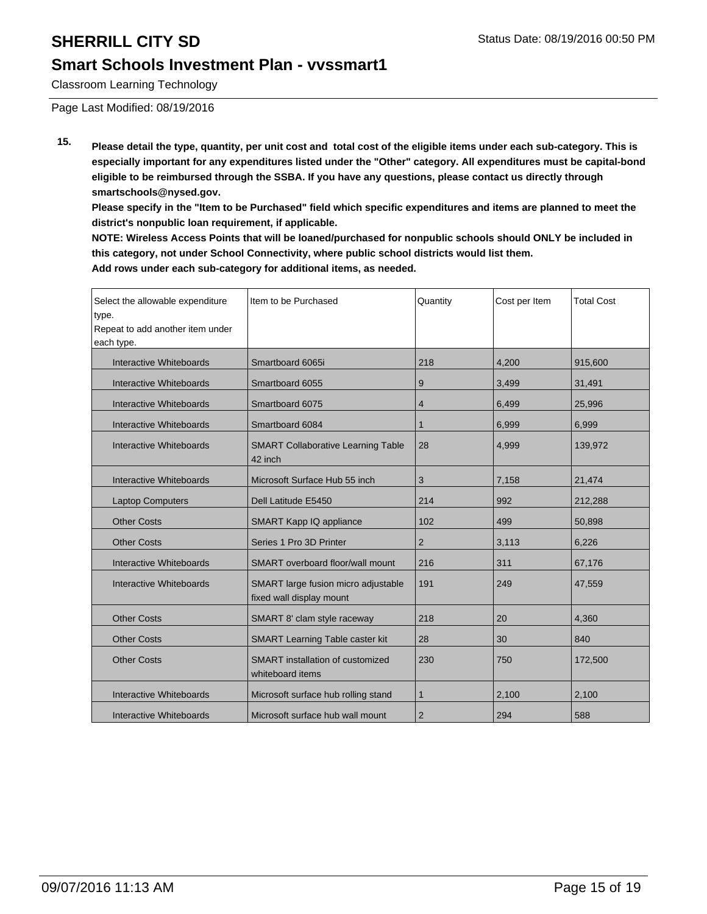# SHERRILL CITY SD

## Smart Schools Investment Plan - vvssmart1

Classroom Learning Technology

Page Last Modified: 08/19/2016

**15. Please detail the type, quantity, per unit cost and total cost of the eligible items under each sub-category. This is especially important for any expenditures listed under the "Other" category. All expenditures must be capital-bond eligible to be reimbursed through the SSBA. If you have any questions, please contact us directly through smartschools@nysed.gov.**

**Please specify in the "Item to be Purchased" field which specific expenditures and items are planned to meet the district's nonpublic loan requirement, if applicable.**

**NOTE: Wireless Access Points that will be loaned/purchased for nonpublic schools should ONLY be included in this category, not under School Connectivity, where public school districts would list them.**

**Add rows under each sub-category for additional items, as needed.**

| Select the allowable expenditure type. Repeat to add another item under each type. | Item to be Purchased | Quantity | Cost per Item | Total Cost |
|---|---|---|---|---|
| Interactive Whiteboards | Smartboard 6065i | 218 | 4,200 | 915,600 |
| Interactive Whiteboards | Smartboard 6055 | 9 | 3,499 | 31,491 |
| Interactive Whiteboards | Smartboard 6075 | 4 | 6,499 | 25,996 |
| Interactive Whiteboards | Smartboard 6084 | 1 | 6,999 | 6,999 |
| Interactive Whiteboards | SMART Collaborative Learning Table 42 inch | 28 | 4,999 | 139,972 |
| Interactive Whiteboards | Microsoft Surface Hub 55 inch | 3 | 7,158 | 21,474 |
| Laptop Computers | Dell Latitude E5450 | 214 | 992 | 212,288 |
| Other Costs | SMART Kapp IQ appliance | 102 | 499 | 50,898 |
| Other Costs | Series 1 Pro 3D Printer | 2 | 3,113 | 6,226 |
| Interactive Whiteboards | SMART overboard floor/wall mount | 216 | 311 | 67,176 |
| Interactive Whiteboards | SMART large fusion micro adjustable fixed wall display mount | 191 | 249 | 47,559 |
| Other Costs | SMART 8' clam style raceway | 218 | 20 | 4,360 |
| Other Costs | SMART Learning Table caster kit | 28 | 30 | 840 |
| Other Costs | SMART installation of customized whiteboard items | 230 | 750 | 172,500 |
| Interactive Whiteboards | Microsoft surface hub rolling stand | 1 | 2,100 | 2,100 |
| Interactive Whiteboards | Microsoft surface hub wall mount | 2 | 294 | 588 |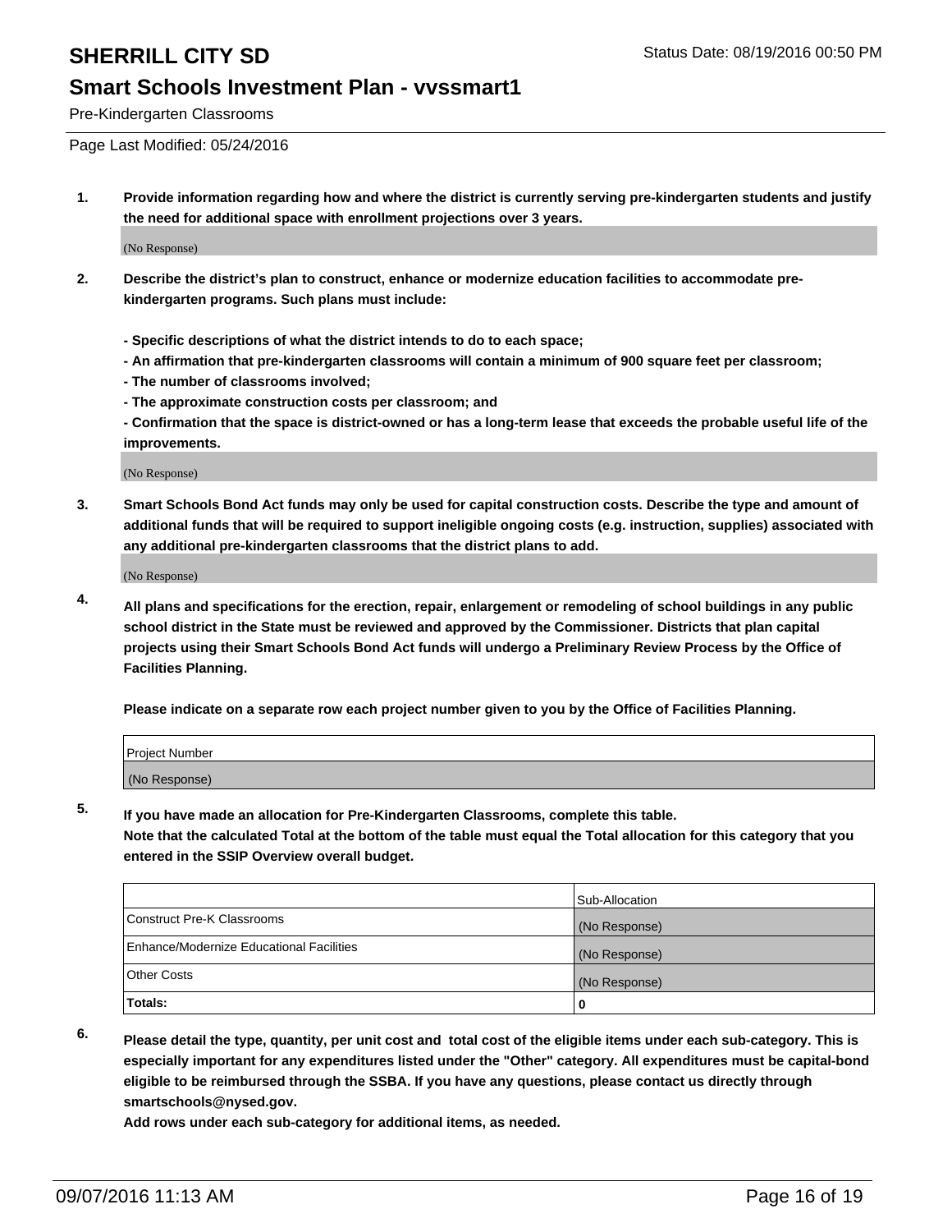# SHERRILL CITY SD

Status Date: 08/19/2016 00:50 PM

## Smart Schools Investment Plan - vvssmart1

Pre-Kindergarten Classrooms

Page Last Modified: 05/24/2016

**1. Provide information regarding how and where the district is currently serving pre-kindergarten students and justify the need for additional space with enrollment projections over 3 years.**

(No Response)

**2. Describe the district's plan to construct, enhance or modernize education facilities to accommodate pre-kindergarten programs. Such plans must include:**

**- Specific descriptions of what the district intends to do to each space;**
**- An affirmation that pre-kindergarten classrooms will contain a minimum of 900 square feet per classroom;**
**- The number of classrooms involved;**
**- The approximate construction costs per classroom; and**
**- Confirmation that the space is district-owned or has a long-term lease that exceeds the probable useful life of the improvements.**

(No Response)

**3. Smart Schools Bond Act funds may only be used for capital construction costs. Describe the type and amount of additional funds that will be required to support ineligible ongoing costs (e.g. instruction, supplies) associated with any additional pre-kindergarten classrooms that the district plans to add.**

(No Response)

**4. All plans and specifications for the erection, repair, enlargement or remodeling of school buildings in any public school district in the State must be reviewed and approved by the Commissioner. Districts that plan capital projects using their Smart Schools Bond Act funds will undergo a Preliminary Review Process by the Office of Facilities Planning.**

**Please indicate on a separate row each project number given to you by the Office of Facilities Planning.**

| Project Number |
|---|
| (No Response) |

**5. If you have made an allocation for Pre-Kindergarten Classrooms, complete this table.**
**Note that the calculated Total at the bottom of the table must equal the Total allocation for this category that you entered in the SSIP Overview overall budget.**

| | Sub-Allocation |
|---|---|
| Construct Pre-K Classrooms | (No Response) |
| Enhance/Modernize Educational Facilities | (No Response) |
| Other Costs | (No Response) |
| **Totals:** | **0** |

**6. Please detail the type, quantity, per unit cost and total cost of the eligible items under each sub-category. This is especially important for any expenditures listed under the "Other" category. All expenditures must be capital-bond eligible to be reimbursed through the SSBA. If you have any questions, please contact us directly through smartschools@nysed.gov.**
**Add rows under each sub-category for additional items, as needed.**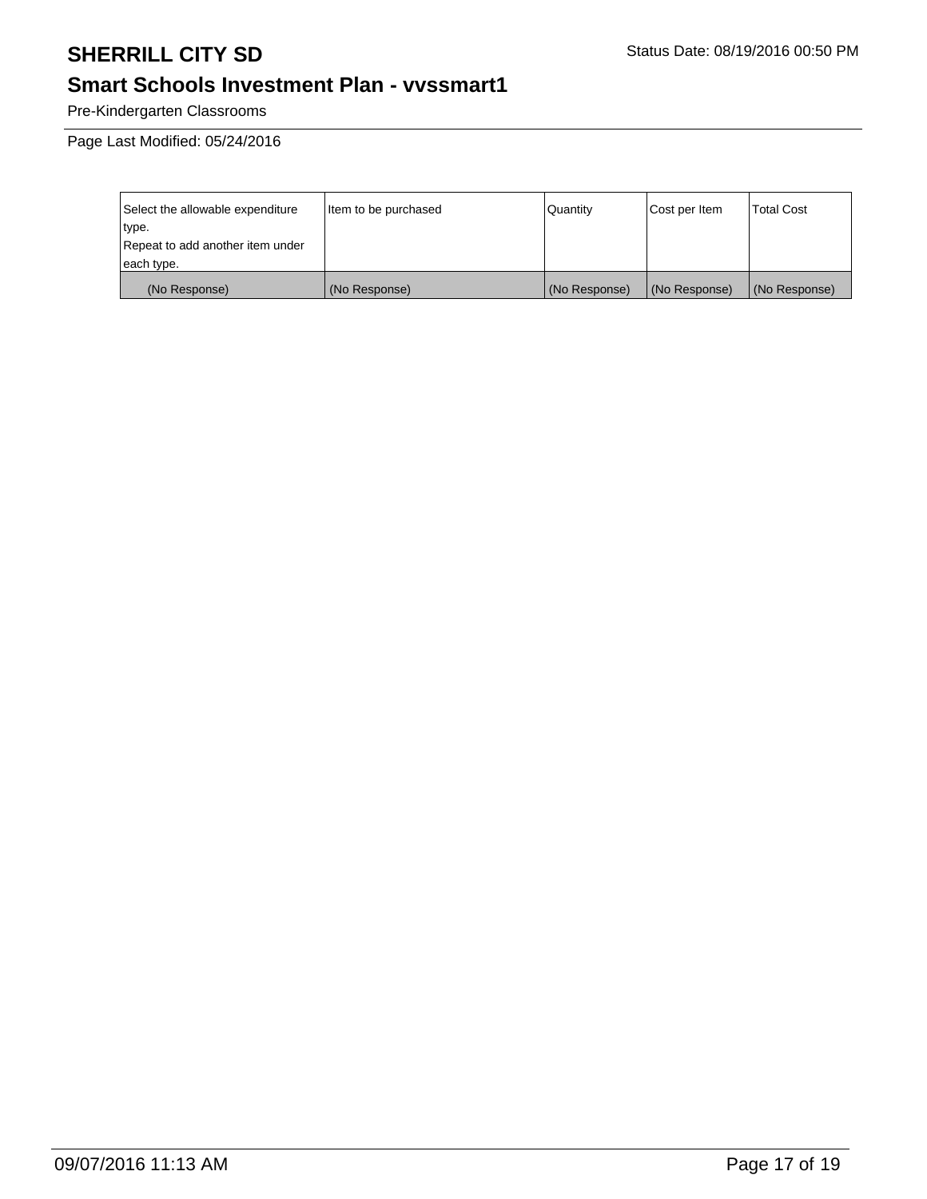# SHERRILL CITY SD

## Smart Schools Investment Plan - vvssmart1

Pre-Kindergarten Classrooms

Page Last Modified: 05/24/2016

| Select the allowable expenditure type. Repeat to add another item under each type. | Item to be purchased | Quantity | Cost per Item | Total Cost |
|---|---|---|---|---|
| (No Response) | (No Response) | (No Response) | (No Response) | (No Response) |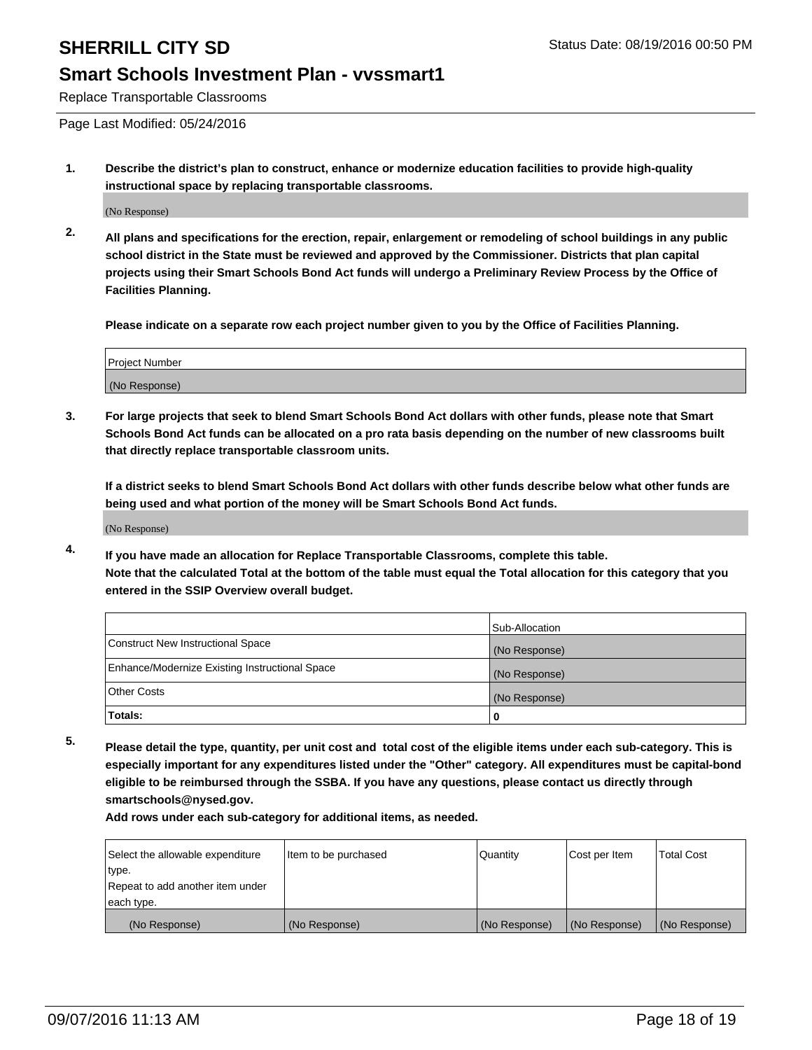# SHERRILL CITY SD

Status Date: 08/19/2016 00:50 PM

## Smart Schools Investment Plan - vvssmart1

Replace Transportable Classrooms

Page Last Modified: 05/24/2016

1. **Describe the district's plan to construct, enhance or modernize education facilities to provide high-quality instructional space by replacing transportable classrooms.**

   (No Response)

2. **All plans and specifications for the erection, repair, enlargement or remodeling of school buildings in any public school district in the State must be reviewed and approved by the Commissioner. Districts that plan capital projects using their Smart Schools Bond Act funds will undergo a Preliminary Review Process by the Office of Facilities Planning.**

   **Please indicate on a separate row each project number given to you by the Office of Facilities Planning.**

| Project Number |
|---|
| (No Response) |

3. **For large projects that seek to blend Smart Schools Bond Act dollars with other funds, please note that Smart Schools Bond Act funds can be allocated on a pro rata basis depending on the number of new classrooms built that directly replace transportable classroom units.**

   **If a district seeks to blend Smart Schools Bond Act dollars with other funds describe below what other funds are being used and what portion of the money will be Smart Schools Bond Act funds.**

   (No Response)

4. **If you have made an allocation for Replace Transportable Classrooms, complete this table.**
   **Note that the calculated Total at the bottom of the table must equal the Total allocation for this category that you entered in the SSIP Overview overall budget.**

| | Sub-Allocation |
|---|---|
| Construct New Instructional Space | (No Response) |
| Enhance/Modernize Existing Instructional Space | (No Response) |
| Other Costs | (No Response) |
| **Totals:** | **0** |

5. **Please detail the type, quantity, per unit cost and total cost of the eligible items under each sub-category. This is especially important for any expenditures listed under the "Other" category. All expenditures must be capital-bond eligible to be reimbursed through the SSBA. If you have any questions, please contact us directly through smartschools@nysed.gov.**
   **Add rows under each sub-category for additional items, as needed.**

| Select the allowable expenditure type. Repeat to add another item under each type. | Item to be purchased | Quantity | Cost per Item | Total Cost |
|---|---|---|---|---|
| (No Response) | (No Response) | (No Response) | (No Response) | (No Response) |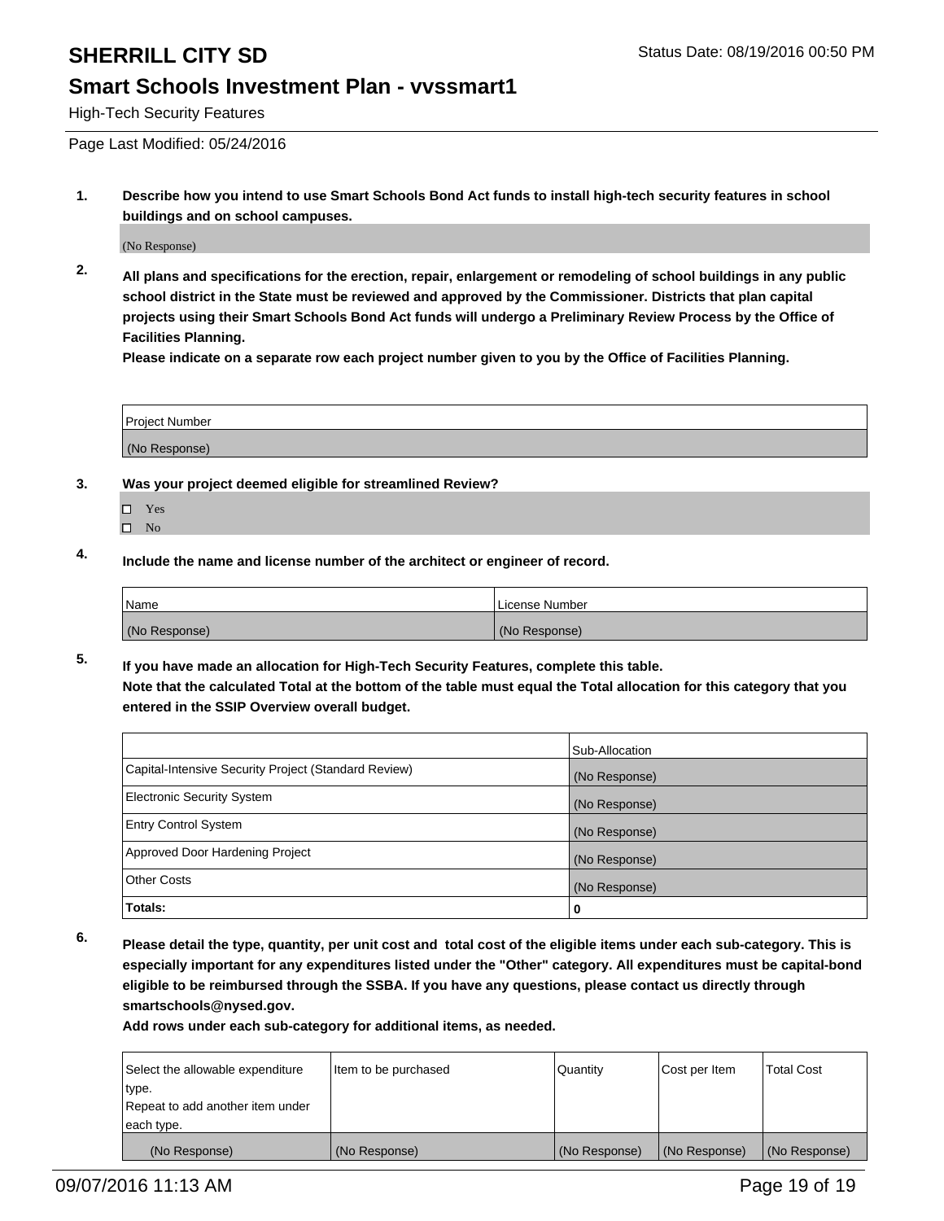High-Tech Security Features

Page Last Modified: 05/24/2016

**1. Describe how you intend to use Smart Schools Bond Act funds to install high-tech security features in school buildings and on school campuses.**

(No Response)

**2. All plans and specifications for the erection, repair, enlargement or remodeling of school buildings in any public school district in the State must be reviewed and approved by the Commissioner. Districts that plan capital projects using their Smart Schools Bond Act funds will undergo a Preliminary Review Process by the Office of Facilities Planning.**

**Please indicate on a separate row each project number given to you by the Office of Facilities Planning.**

| Project Number |
|---|
| (No Response) |

**3. Was your project deemed eligible for streamlined Review?**

- ☐ Yes
- ☐ No

**4. Include the name and license number of the architect or engineer of record.**

| Name | License Number |
|---|---|
| (No Response) | (No Response) |

**5. If you have made an allocation for High-Tech Security Features, complete this table.**
**Note that the calculated Total at the bottom of the table must equal the Total allocation for this category that you entered in the SSIP Overview overall budget.**

| | Sub-Allocation |
|---|---|
| Capital-Intensive Security Project (Standard Review) | (No Response) |
| Electronic Security System | (No Response) |
| Entry Control System | (No Response) |
| Approved Door Hardening Project | (No Response) |
| Other Costs | (No Response) |
| **Totals:** | **0** |

**6. Please detail the type, quantity, per unit cost and total cost of the eligible items under each sub-category. This is especially important for any expenditures listed under the "Other" category. All expenditures must be capital-bond eligible to be reimbursed through the SSBA. If you have any questions, please contact us directly through smartschools@nysed.gov.**
**Add rows under each sub-category for additional items, as needed.**

| Select the allowable expenditure type. Repeat to add another item under each type. | Item to be purchased | Quantity | Cost per Item | Total Cost |
|---|---|---|---|---|
| (No Response) | (No Response) | (No Response) | (No Response) | (No Response) |